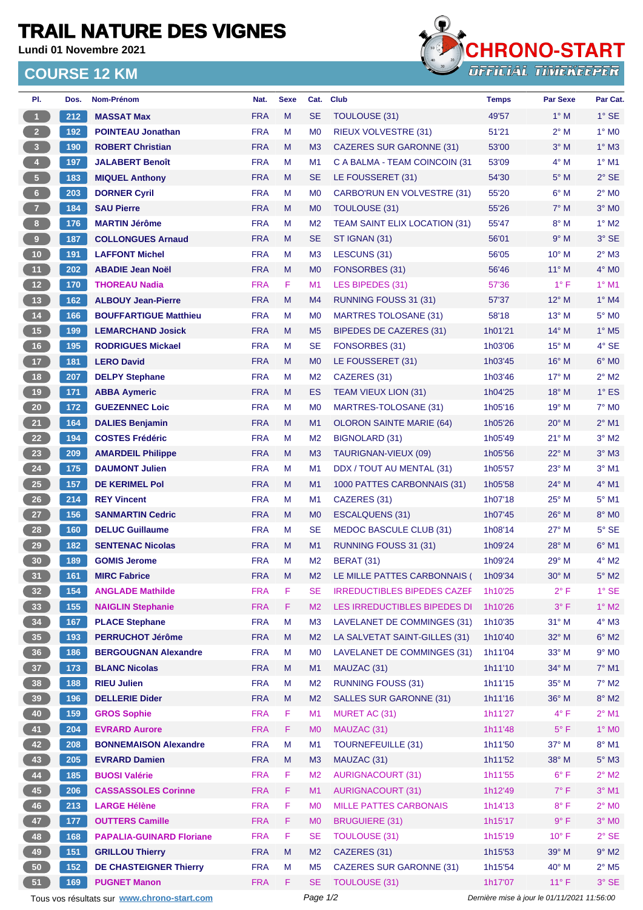# TRAIL NATURE DES VIGNES

**Lundi 01 Novembre 2021**

## COURSE 12 KM

CHRONO-START
OFFICIAL TIMEKEEPER

| Pl. | Dos. | Nom-Prénom | Nat. | Sexe | Cat. | Club | Temps | Par Sexe | Par Cat. |
|---|---|---|---|---|---|---|---|---|---|
| 1 | 212 | MASSAT Max | FRA | M | SE | TOULOUSE (31) | 49'57 | 1° M | 1° SE |
| 2 | 192 | POINTEAU Jonathan | FRA | M | M0 | RIEUX VOLVESTRE (31) | 51'21 | 2° M | 1° M0 |
| 3 | 190 | ROBERT Christian | FRA | M | M3 | CAZERES SUR GARONNE (31) | 53'00 | 3° M | 1° M3 |
| 4 | 197 | JALABERT Benoît | FRA | M | M1 | C A BALMA - TEAM COINCOIN (31 | 53'09 | 4° M | 1° M1 |
| 5 | 183 | MIQUEL Anthony | FRA | M | SE | LE FOUSSERET (31) | 54'30 | 5° M | 2° SE |
| 6 | 203 | DORNER Cyril | FRA | M | M0 | CARBO'RUN EN VOLVESTRE (31) | 55'20 | 6° M | 2° M0 |
| 7 | 184 | SAU Pierre | FRA | M | M0 | TOULOUSE (31) | 55'26 | 7° M | 3° M0 |
| 8 | 176 | MARTIN Jérôme | FRA | M | M2 | TEAM SAINT ELIX LOCATION (31) | 55'47 | 8° M | 1° M2 |
| 9 | 187 | COLLONGUES Arnaud | FRA | M | SE | ST IGNAN (31) | 56'01 | 9° M | 3° SE |
| 10 | 191 | LAFFONT Michel | FRA | M | M3 | LESCUNS (31) | 56'05 | 10° M | 2° M3 |
| 11 | 202 | ABADIE Jean Noël | FRA | M | M0 | FONSORBES (31) | 56'46 | 11° M | 4° M0 |
| 12 | 170 | THOREAU Nadia | FRA | F | M1 | LES BIPEDES (31) | 57'36 | 1° F | 1° M1 |
| 13 | 162 | ALBOUY Jean-Pierre | FRA | M | M4 | RUNNING FOUSS 31 (31) | 57'37 | 12° M | 1° M4 |
| 14 | 166 | BOUFFARTIGUE Matthieu | FRA | M | M0 | MARTRES TOLOSANE (31) | 58'18 | 13° M | 5° M0 |
| 15 | 199 | LEMARCHAND Josick | FRA | M | M5 | BIPEDES DE CAZERES (31) | 1h01'21 | 14° M | 1° M5 |
| 16 | 195 | RODRIGUES Mickael | FRA | M | SE | FONSORBES (31) | 1h03'06 | 15° M | 4° SE |
| 17 | 181 | LERO David | FRA | M | M0 | LE FOUSSERET (31) | 1h03'45 | 16° M | 6° M0 |
| 18 | 207 | DELPY Stephane | FRA | M | M2 | CAZERES (31) | 1h03'46 | 17° M | 2° M2 |
| 19 | 171 | ABBA Aymeric | FRA | M | ES | TEAM VIEUX LION (31) | 1h04'25 | 18° M | 1° ES |
| 20 | 172 | GUEZENNEC Loic | FRA | M | M0 | MARTRES-TOLOSANE (31) | 1h05'16 | 19° M | 7° M0 |
| 21 | 164 | DALIES Benjamin | FRA | M | M1 | OLORON SAINTE MARIE (64) | 1h05'26 | 20° M | 2° M1 |
| 22 | 194 | COSTES Frédéric | FRA | M | M2 | BIGNOLARD (31) | 1h05'49 | 21° M | 3° M2 |
| 23 | 209 | AMARDEIL Philippe | FRA | M | M3 | TAURIGNAN-VIEUX (09) | 1h05'56 | 22° M | 3° M3 |
| 24 | 175 | DAUMONT Julien | FRA | M | M1 | DDX / TOUT AU MENTAL (31) | 1h05'57 | 23° M | 3° M1 |
| 25 | 157 | DE KERIMEL Pol | FRA | M | M1 | 1000 PATTES CARBONNAIS (31) | 1h05'58 | 24° M | 4° M1 |
| 26 | 214 | REY Vincent | FRA | M | M1 | CAZERES (31) | 1h07'18 | 25° M | 5° M1 |
| 27 | 156 | SANMARTIN Cedric | FRA | M | M0 | ESCALQUENS (31) | 1h07'45 | 26° M | 8° M0 |
| 28 | 160 | DELUC Guillaume | FRA | M | SE | MEDOC BASCULE CLUB (31) | 1h08'14 | 27° M | 5° SE |
| 29 | 182 | SENTENAC Nicolas | FRA | M | M1 | RUNNING FOUSS 31 (31) | 1h09'24 | 28° M | 6° M1 |
| 30 | 189 | GOMIS Jerome | FRA | M | M2 | BERAT (31) | 1h09'24 | 29° M | 4° M2 |
| 31 | 161 | MIRC Fabrice | FRA | M | M2 | LE MILLE PATTES CARBONNAIS ( | 1h09'34 | 30° M | 5° M2 |
| 32 | 154 | ANGLADE Mathilde | FRA | F | SE | IRREDUCTIBLES BIPEDES CAZEF | 1h10'25 | 2° F | 1° SE |
| 33 | 155 | NAIGLIN Stephanie | FRA | F | M2 | LES IRREDUCTIBLES BIPEDES DI | 1h10'26 | 3° F | 1° M2 |
| 34 | 167 | PLACE Stephane | FRA | M | M3 | LAVELANET DE COMMINGES (31) | 1h10'35 | 31° M | 4° M3 |
| 35 | 193 | PERRUCHOT Jérôme | FRA | M | M2 | LA SALVETAT SAINT-GILLES (31) | 1h10'40 | 32° M | 6° M2 |
| 36 | 186 | BERGOUGNAN Alexandre | FRA | M | M0 | LAVELANET DE COMMINGES (31) | 1h11'04 | 33° M | 9° M0 |
| 37 | 173 | BLANC Nicolas | FRA | M | M1 | MAUZAC (31) | 1h11'10 | 34° M | 7° M1 |
| 38 | 188 | RIEU Julien | FRA | M | M2 | RUNNING FOUSS (31) | 1h11'15 | 35° M | 7° M2 |
| 39 | 196 | DELLERIE Dider | FRA | M | M2 | SALLES SUR GARONNE (31) | 1h11'16 | 36° M | 8° M2 |
| 40 | 159 | GROS Sophie | FRA | F | M1 | MURET AC (31) | 1h11'27 | 4° F | 2° M1 |
| 41 | 204 | EVRARD Aurore | FRA | F | M0 | MAUZAC (31) | 1h11'48 | 5° F | 1° M0 |
| 42 | 208 | BONNEMAISON Alexandre | FRA | M | M1 | TOURNEFEUILLE (31) | 1h11'50 | 37° M | 8° M1 |
| 43 | 205 | EVRARD Damien | FRA | M | M3 | MAUZAC (31) | 1h11'52 | 38° M | 5° M3 |
| 44 | 185 | BUOSI Valérie | FRA | F | M2 | AURIGNACOURT (31) | 1h11'55 | 6° F | 2° M2 |
| 45 | 206 | CASSASSOLES Corinne | FRA | F | M1 | AURIGNACOURT (31) | 1h12'49 | 7° F | 3° M1 |
| 46 | 213 | LARGE Hélène | FRA | F | M0 | MILLE PATTES CARBONAIS | 1h14'13 | 8° F | 2° M0 |
| 47 | 177 | OUTTERS Camille | FRA | F | M0 | BRUGUIERE (31) | 1h15'17 | 9° F | 3° M0 |
| 48 | 168 | PAPALIA-GUINARD Floriane | FRA | F | SE | TOULOUSE (31) | 1h15'19 | 10° F | 2° SE |
| 49 | 151 | GRILLOU Thierry | FRA | M | M2 | CAZERES (31) | 1h15'53 | 39° M | 9° M2 |
| 50 | 152 | DE CHASTEIGNER Thierry | FRA | M | M5 | CAZERES SUR GARONNE (31) | 1h15'54 | 40° M | 2° M5 |
| 51 | 169 | PUGNET Manon | FRA | F | SE | TOULOUSE (31) | 1h17'07 | 11° F | 3° SE |

Tous vos résultats sur www.chrono-start.com

*Dernière mise à jour le 01/11/2021 11:56:00*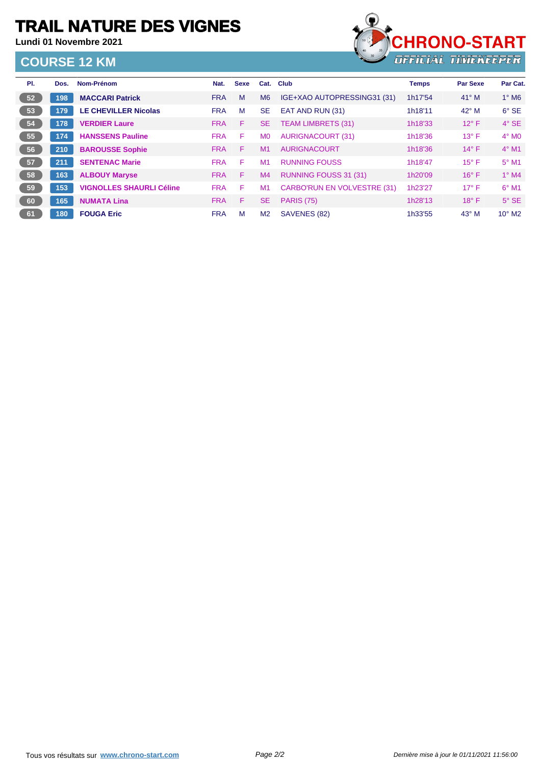# TRAIL NATURE DES VIGNES

**Lundi 01 Novembre 2021**

## COURSE 12 KM

| Pl. | Dos. | Nom-Prénom | Nat. | Sexe | Cat. | Club | Temps | Par Sexe | Par Cat. |
|---|---|---|---|---|---|---|---|---|---|
| 52 | 198 | **MACCARI Patrick** | FRA | M | M6 | IGE+XAO AUTOPRESSING31 (31) | 1h17'54 | 41° M | 1° M6 |
| 53 | 179 | **LE CHEVILLER Nicolas** | FRA | M | SE | EAT AND RUN (31) | 1h18'11 | 42° M | 6° SE |
| 54 | 178 | **VERDIER Laure** | FRA | F | SE | TEAM LIMBRETS (31) | 1h18'33 | 12° F | 4° SE |
| 55 | 174 | **HANSSENS Pauline** | FRA | F | M0 | AURIGNACOURT (31) | 1h18'36 | 13° F | 4° M0 |
| 56 | 210 | **BAROUSSE Sophie** | FRA | F | M1 | AURIGNACOURT | 1h18'36 | 14° F | 4° M1 |
| 57 | 211 | **SENTENAC Marie** | FRA | F | M1 | RUNNING FOUSS | 1h18'47 | 15° F | 5° M1 |
| 58 | 163 | **ALBOUY Maryse** | FRA | F | M4 | RUNNING FOUSS 31 (31) | 1h20'09 | 16° F | 1° M4 |
| 59 | 153 | **VIGNOLLES SHAURLI Céline** | FRA | F | M1 | CARBO'RUN EN VOLVESTRE (31) | 1h23'27 | 17° F | 6° M1 |
| 60 | 165 | **NUMATA Lina** | FRA | F | SE | PARIS (75) | 1h28'13 | 18° F | 5° SE |
| 61 | 180 | **FOUGA Eric** | FRA | M | M2 | SAVENES (82) | 1h33'55 | 43° M | 10° M2 |

Tous vos résultats sur www.chrono-start.com

*Dernière mise à jour le 01/11/2021 11:56:00*